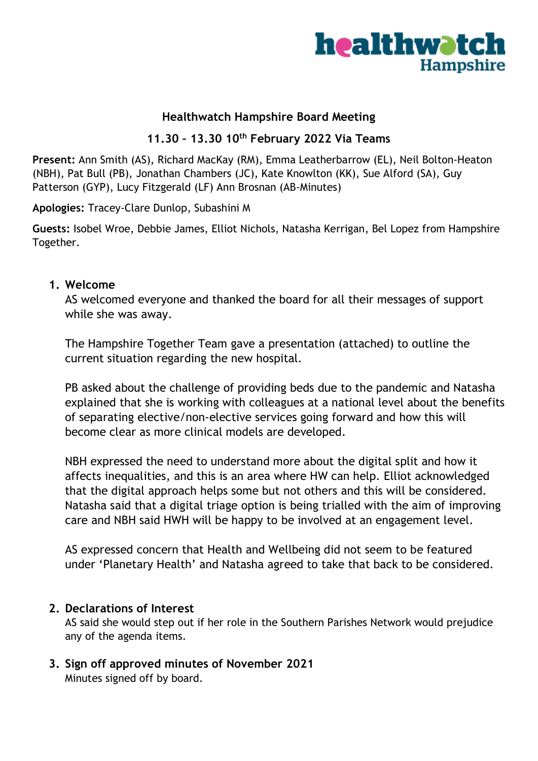# Healthwatch Hampshire Board Meeting

## 11.30 – 13.30 10th February 2022 Via Teams

**Present:** Ann Smith (AS), Richard MacKay (RM), Emma Leatherbarrow (EL), Neil Bolton-Heaton (NBH), Pat Bull (PB), Jonathan Chambers (JC), Kate Knowlton (KK), Sue Alford (SA), Guy Patterson (GYP), Lucy Fitzgerald (LF) Ann Brosnan (AB-Minutes)

**Apologies:** Tracey-Clare Dunlop, Subashini M

**Guests:** Isobel Wroe, Debbie James, Elliot Nichols, Natasha Kerrigan, Bel Lopez from Hampshire Together.

1. **Welcome**

   AS welcomed everyone and thanked the board for all their messages of support while she was away.

   The Hampshire Together Team gave a presentation (attached) to outline the current situation regarding the new hospital.

   PB asked about the challenge of providing beds due to the pandemic and Natasha explained that she is working with colleagues at a national level about the benefits of separating elective/non-elective services going forward and how this will become clear as more clinical models are developed.

   NBH expressed the need to understand more about the digital split and how it affects inequalities, and this is an area where HW can help. Elliot acknowledged that the digital approach helps some but not others and this will be considered. Natasha said that a digital triage option is being trialled with the aim of improving care and NBH said HWH will be happy to be involved at an engagement level.

   AS expressed concern that Health and Wellbeing did not seem to be featured under 'Planetary Health' and Natasha agreed to take that back to be considered.

2. **Declarations of Interest**

   AS said she would step out if her role in the Southern Parishes Network would prejudice any of the agenda items.

3. **Sign off approved minutes of November 2021**

   Minutes signed off by board.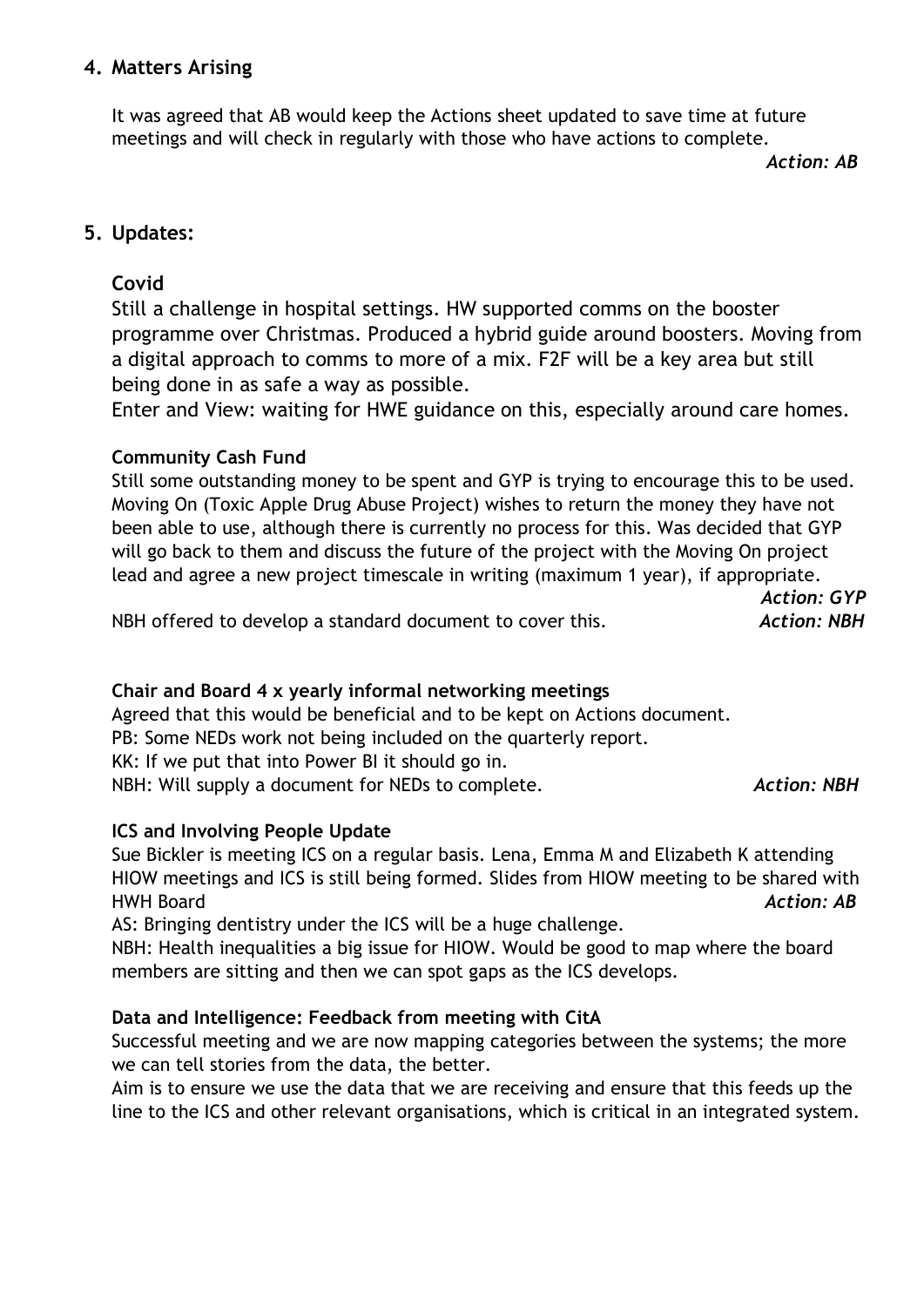## 4. Matters Arising

It was agreed that AB would keep the Actions sheet updated to save time at future meetings and will check in regularly with those who have actions to complete.

*Action: AB*

## 5. Updates:

### Covid

Still a challenge in hospital settings. HW supported comms on the booster programme over Christmas. Produced a hybrid guide around boosters. Moving from a digital approach to comms to more of a mix. F2F will be a key area but still being done in as safe a way as possible.
Enter and View: waiting for HWE guidance on this, especially around care homes.

**Community Cash Fund**

Still some outstanding money to be spent and GYP is trying to encourage this to be used. Moving On (Toxic Apple Drug Abuse Project) wishes to return the money they have not been able to use, although there is currently no process for this. Was decided that GYP will go back to them and discuss the future of the project with the Moving On project lead and agree a new project timescale in writing (maximum 1 year), if appropriate.

*Action: GYP*

NBH offered to develop a standard document to cover this. *Action: NBH*

**Chair and Board 4 x yearly informal networking meetings**

Agreed that this would be beneficial and to be kept on Actions document.
PB: Some NEDs work not being included on the quarterly report.
KK: If we put that into Power BI it should go in.
NBH: Will supply a document for NEDs to complete. *Action: NBH*

**ICS and Involving People Update**

Sue Bickler is meeting ICS on a regular basis. Lena, Emma M and Elizabeth K attending HIOW meetings and ICS is still being formed. Slides from HIOW meeting to be shared with HWH Board *Action: AB*
AS: Bringing dentistry under the ICS will be a huge challenge.
NBH: Health inequalities a big issue for HIOW. Would be good to map where the board members are sitting and then we can spot gaps as the ICS develops.

**Data and Intelligence: Feedback from meeting with CitA**

Successful meeting and we are now mapping categories between the systems; the more we can tell stories from the data, the better.
Aim is to ensure we use the data that we are receiving and ensure that this feeds up the line to the ICS and other relevant organisations, which is critical in an integrated system.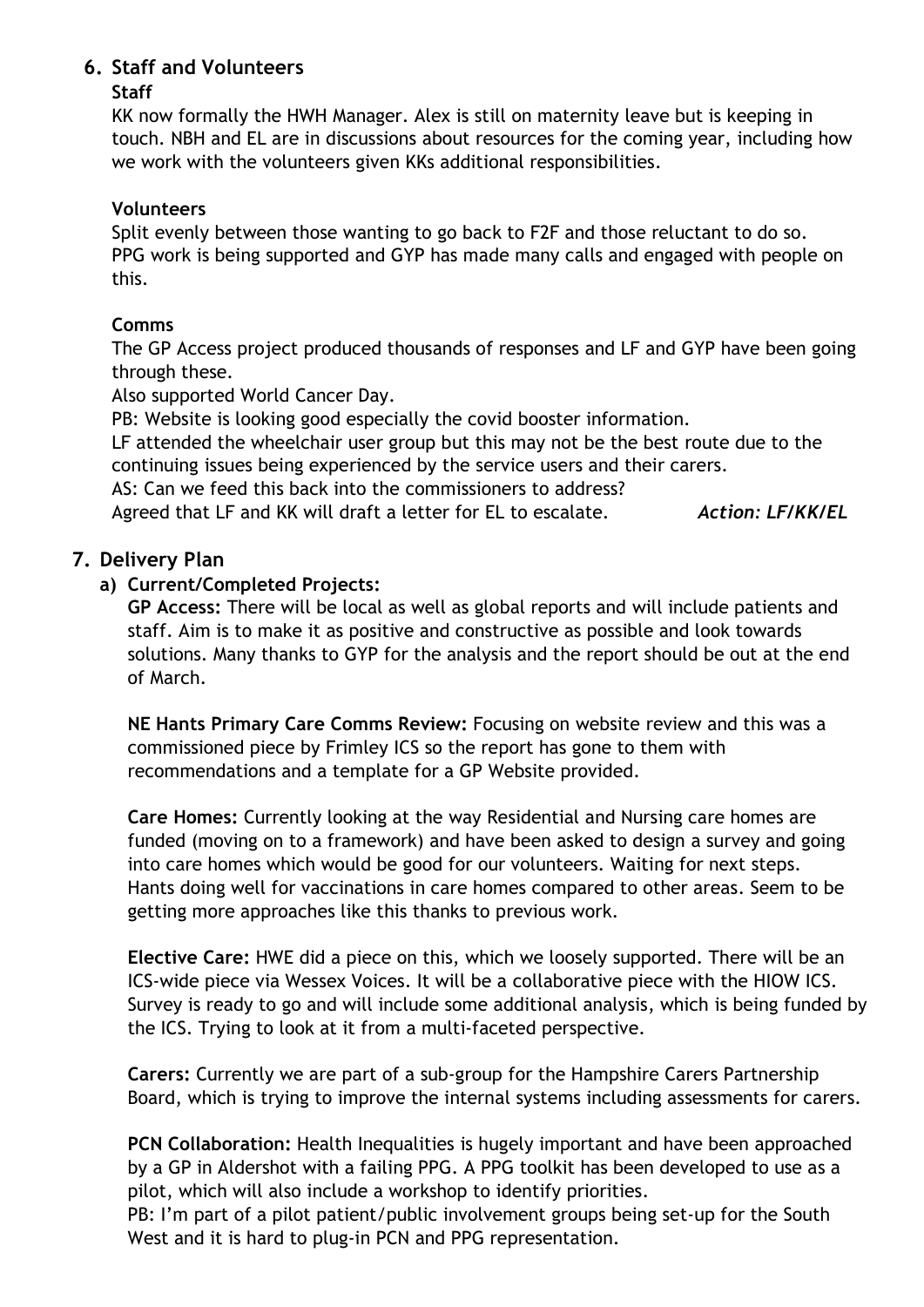## 6. Staff and Volunteers

**Staff**

KK now formally the HWH Manager. Alex is still on maternity leave but is keeping in touch. NBH and EL are in discussions about resources for the coming year, including how we work with the volunteers given KKs additional responsibilities.

**Volunteers**

Split evenly between those wanting to go back to F2F and those reluctant to do so. PPG work is being supported and GYP has made many calls and engaged with people on this.

**Comms**

The GP Access project produced thousands of responses and LF and GYP have been going through these.

Also supported World Cancer Day.

PB: Website is looking good especially the covid booster information.

LF attended the wheelchair user group but this may not be the best route due to the continuing issues being experienced by the service users and their carers.

AS: Can we feed this back into the commissioners to address?

Agreed that LF and KK will draft a letter for EL to escalate. ***Action: LF/KK/EL***

## 7. Delivery Plan

### a) Current/Completed Projects:

**GP Access:** There will be local as well as global reports and will include patients and staff. Aim is to make it as positive and constructive as possible and look towards solutions. Many thanks to GYP for the analysis and the report should be out at the end of March.

**NE Hants Primary Care Comms Review:** Focusing on website review and this was a commissioned piece by Frimley ICS so the report has gone to them with recommendations and a template for a GP Website provided.

**Care Homes:** Currently looking at the way Residential and Nursing care homes are funded (moving on to a framework) and have been asked to design a survey and going into care homes which would be good for our volunteers. Waiting for next steps. Hants doing well for vaccinations in care homes compared to other areas. Seem to be getting more approaches like this thanks to previous work.

**Elective Care:** HWE did a piece on this, which we loosely supported. There will be an ICS-wide piece via Wessex Voices. It will be a collaborative piece with the HIOW ICS. Survey is ready to go and will include some additional analysis, which is being funded by the ICS. Trying to look at it from a multi-faceted perspective.

**Carers:** Currently we are part of a sub-group for the Hampshire Carers Partnership Board, which is trying to improve the internal systems including assessments for carers.

**PCN Collaboration:** Health Inequalities is hugely important and have been approached by a GP in Aldershot with a failing PPG. A PPG toolkit has been developed to use as a pilot, which will also include a workshop to identify priorities.

PB: I'm part of a pilot patient/public involvement groups being set-up for the South West and it is hard to plug-in PCN and PPG representation.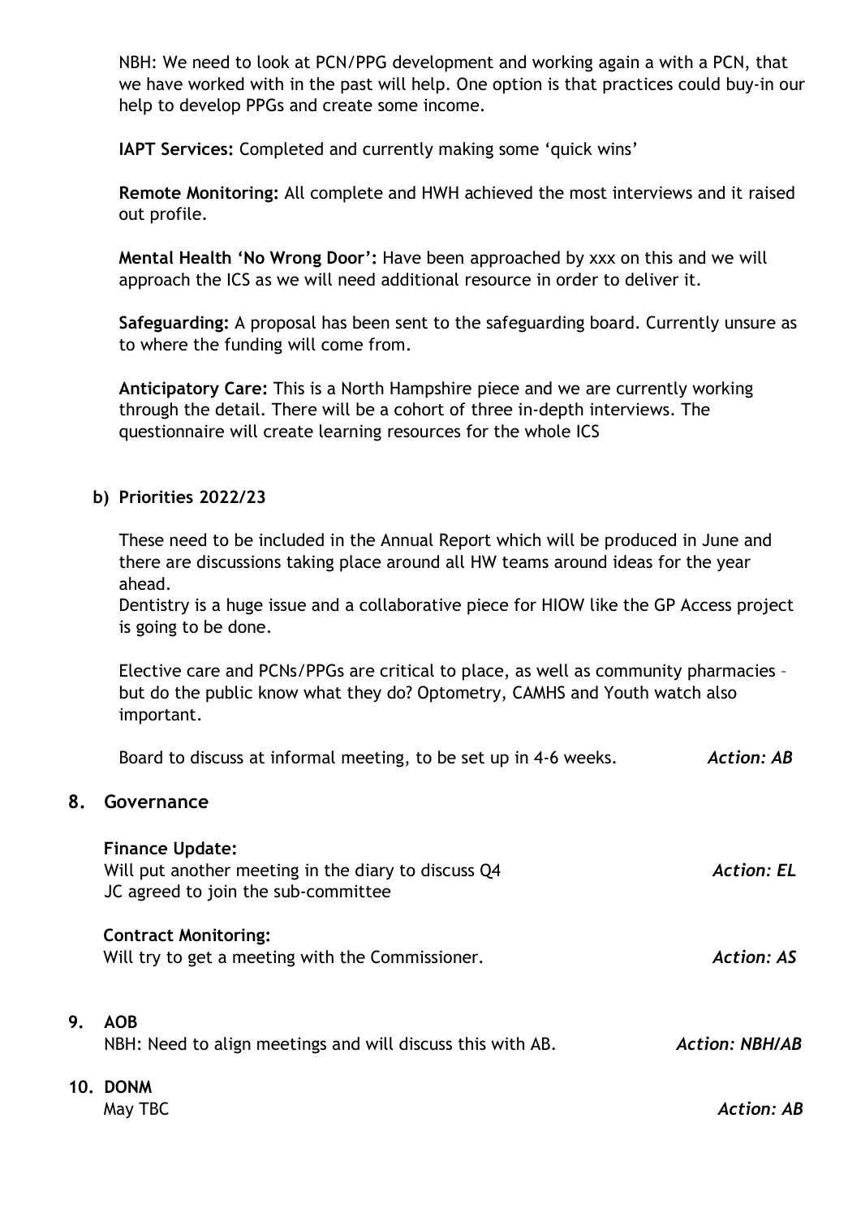NBH: We need to look at PCN/PPG development and working again a with a PCN, that we have worked with in the past will help. One option is that practices could buy-in our help to develop PPGs and create some income.

**IAPT Services:** Completed and currently making some 'quick wins'

**Remote Monitoring:** All complete and HWH achieved the most interviews and it raised out profile.

**Mental Health 'No Wrong Door':** Have been approached by xxx on this and we will approach the ICS as we will need additional resource in order to deliver it.

**Safeguarding:** A proposal has been sent to the safeguarding board. Currently unsure as to where the funding will come from.

**Anticipatory Care:** This is a North Hampshire piece and we are currently working through the detail. There will be a cohort of three in-depth interviews. The questionnaire will create learning resources for the whole ICS

**b) Priorities 2022/23**

These need to be included in the Annual Report which will be produced in June and there are discussions taking place around all HW teams around ideas for the year ahead.
Dentistry is a huge issue and a collaborative piece for HIOW like the GP Access project is going to be done.

Elective care and PCNs/PPGs are critical to place, as well as community pharmacies – but do the public know what they do? Optometry, CAMHS and Youth watch also important.

Board to discuss at informal meeting, to be set up in 4-6 weeks. *Action: AB*

## 8. Governance

**Finance Update:**
Will put another meeting in the diary to discuss Q4 *Action: EL*
JC agreed to join the sub-committee

**Contract Monitoring:**
Will try to get a meeting with the Commissioner. *Action: AS*

## 9. AOB

NBH: Need to align meetings and will discuss this with AB. *Action: NBH/AB*

## 10. DONM

May TBC *Action: AB*